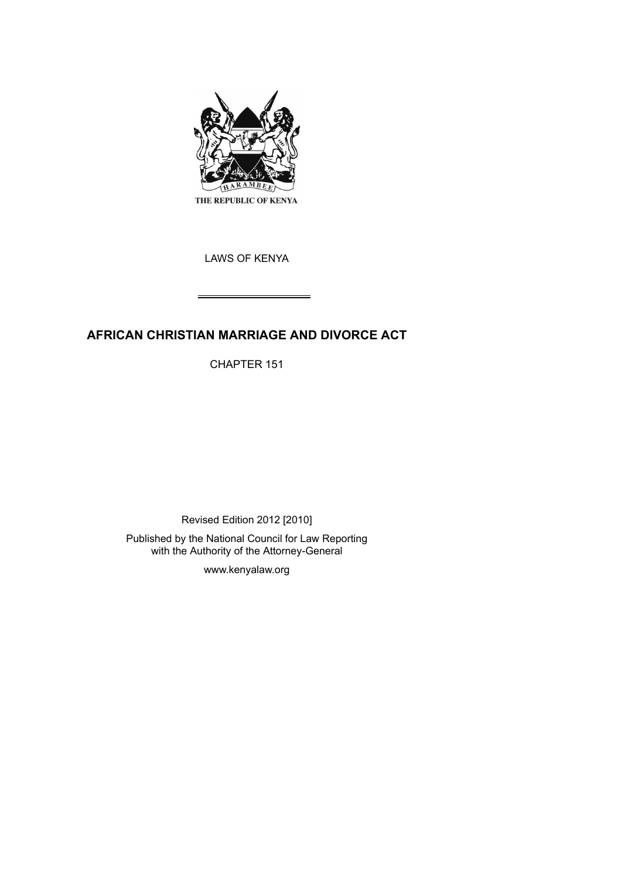THE REPUBLIC OF KENYA

LAWS OF KENYA

# AFRICAN CHRISTIAN MARRIAGE AND DIVORCE ACT

CHAPTER 151

Revised Edition 2012 [2010]

Published by the National Council for Law Reporting
with the Authority of the Attorney-General

www.kenyalaw.org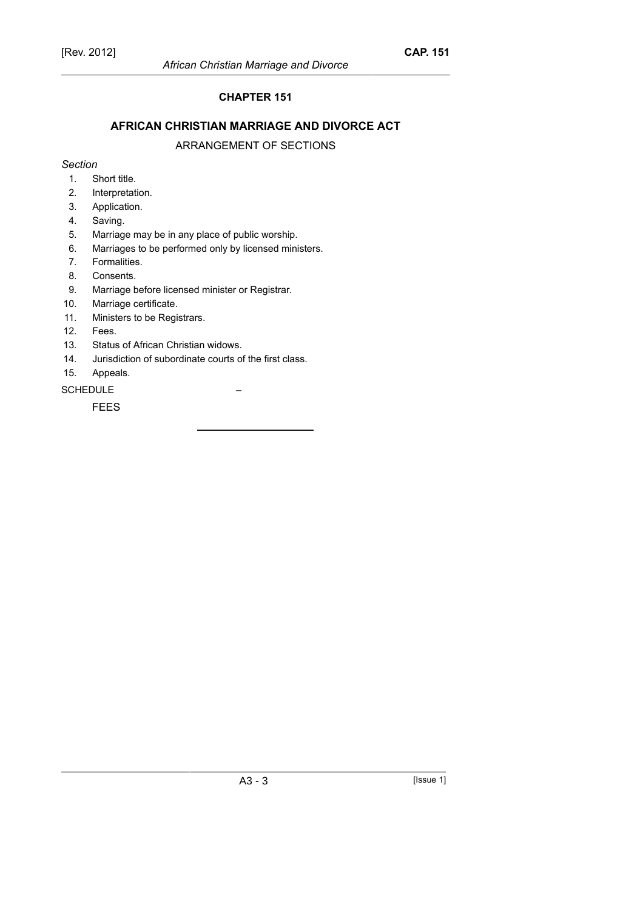# CHAPTER 151

## AFRICAN CHRISTIAN MARRIAGE AND DIVORCE ACT

ARRANGEMENT OF SECTIONS

*Section*

1. Short title.
2. Interpretation.
3. Application.
4. Saving.
5. Marriage may be in any place of public worship.
6. Marriages to be performed only by licensed ministers.
7. Formalities.
8. Consents.
9. Marriage before licensed minister or Registrar.
10. Marriage certificate.
11. Ministers to be Registrars.
12. Fees.
13. Status of African Christian widows.
14. Jurisdiction of subordinate courts of the first class.
15. Appeals.

SCHEDULE –

FEES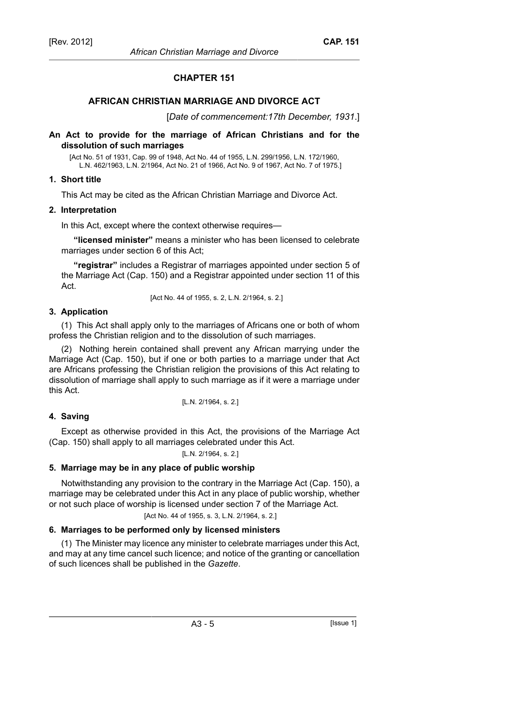# CHAPTER 151

## AFRICAN CHRISTIAN MARRIAGE AND DIVORCE ACT

[*Date of commencement:17th December, 1931*.]

**An Act to provide for the marriage of African Christians and for the dissolution of such marriages**

[Act No. 51 of 1931, Cap. 99 of 1948, Act No. 44 of 1955, L.N. 299/1956, L.N. 172/1960, L.N. 462/1963, L.N. 2/1964, Act No. 21 of 1966, Act No. 9 of 1967, Act No. 7 of 1975.]

### 1. Short title

This Act may be cited as the African Christian Marriage and Divorce Act.

### 2. Interpretation

In this Act, except where the context otherwise requires—

**"licensed minister"** means a minister who has been licensed to celebrate marriages under section 6 of this Act;

**"registrar"** includes a Registrar of marriages appointed under section 5 of the Marriage Act (Cap. 150) and a Registrar appointed under section 11 of this Act.

[Act No. 44 of 1955, s. 2, L.N. 2/1964, s. 2.]

### 3. Application

(1) This Act shall apply only to the marriages of Africans one or both of whom profess the Christian religion and to the dissolution of such marriages.

(2) Nothing herein contained shall prevent any African marrying under the Marriage Act (Cap. 150), but if one or both parties to a marriage under that Act are Africans professing the Christian religion the provisions of this Act relating to dissolution of marriage shall apply to such marriage as if it were a marriage under this Act.

[L.N. 2/1964, s. 2.]

### 4. Saving

Except as otherwise provided in this Act, the provisions of the Marriage Act (Cap. 150) shall apply to all marriages celebrated under this Act.

[L.N. 2/1964, s. 2.]

### 5. Marriage may be in any place of public worship

Notwithstanding any provision to the contrary in the Marriage Act (Cap. 150), a marriage may be celebrated under this Act in any place of public worship, whether or not such place of worship is licensed under section 7 of the Marriage Act.

[Act No. 44 of 1955, s. 3, L.N. 2/1964, s. 2.]

### 6. Marriages to be performed only by licensed ministers

(1) The Minister may licence any minister to celebrate marriages under this Act, and may at any time cancel such licence; and notice of the granting or cancellation of such licences shall be published in the *Gazette*.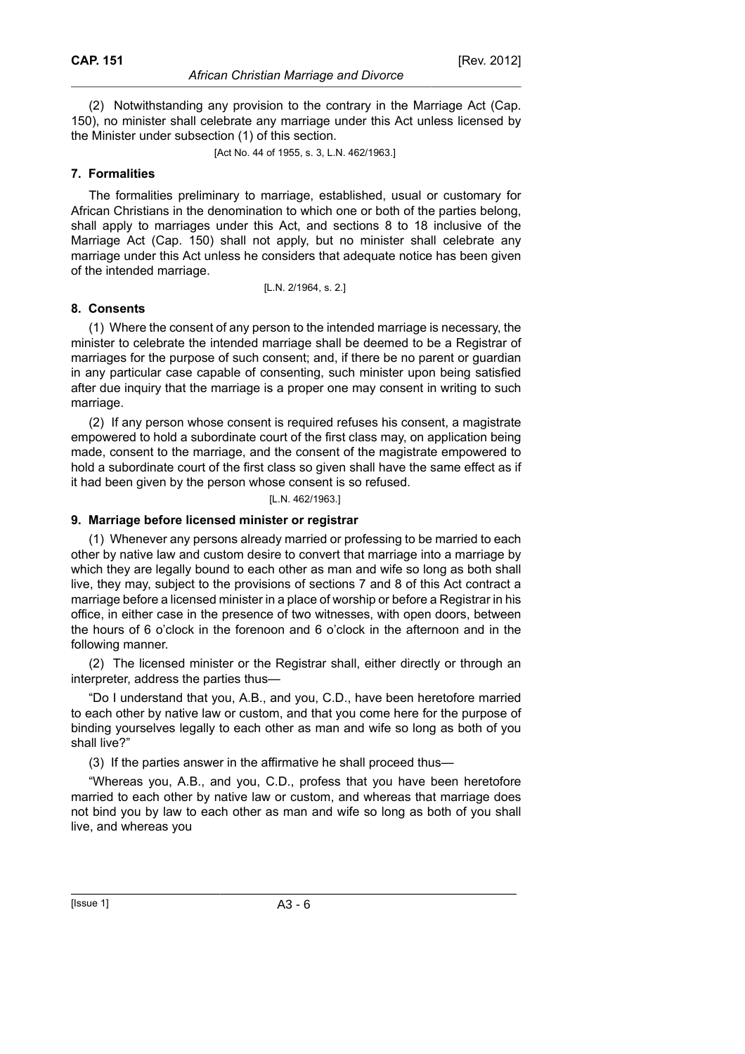(2) Notwithstanding any provision to the contrary in the Marriage Act (Cap. 150), no minister shall celebrate any marriage under this Act unless licensed by the Minister under subsection (1) of this section.

[Act No. 44 of 1955, s. 3, L.N. 462/1963.]

### 7. Formalities

The formalities preliminary to marriage, established, usual or customary for African Christians in the denomination to which one or both of the parties belong, shall apply to marriages under this Act, and sections 8 to 18 inclusive of the Marriage Act (Cap. 150) shall not apply, but no minister shall celebrate any marriage under this Act unless he considers that adequate notice has been given of the intended marriage.

[L.N. 2/1964, s. 2.]

### 8. Consents

(1) Where the consent of any person to the intended marriage is necessary, the minister to celebrate the intended marriage shall be deemed to be a Registrar of marriages for the purpose of such consent; and, if there be no parent or guardian in any particular case capable of consenting, such minister upon being satisfied after due inquiry that the marriage is a proper one may consent in writing to such marriage.

(2) If any person whose consent is required refuses his consent, a magistrate empowered to hold a subordinate court of the first class may, on application being made, consent to the marriage, and the consent of the magistrate empowered to hold a subordinate court of the first class so given shall have the same effect as if it had been given by the person whose consent is so refused.

[L.N. 462/1963.]

### 9. Marriage before licensed minister or registrar

(1) Whenever any persons already married or professing to be married to each other by native law and custom desire to convert that marriage into a marriage by which they are legally bound to each other as man and wife so long as both shall live, they may, subject to the provisions of sections 7 and 8 of this Act contract a marriage before a licensed minister in a place of worship or before a Registrar in his office, in either case in the presence of two witnesses, with open doors, between the hours of 6 o'clock in the forenoon and 6 o'clock in the afternoon and in the following manner.

(2) The licensed minister or the Registrar shall, either directly or through an interpreter, address the parties thus—

"Do I understand that you, A.B., and you, C.D., have been heretofore married to each other by native law or custom, and that you come here for the purpose of binding yourselves legally to each other as man and wife so long as both of you shall live?"

(3) If the parties answer in the affirmative he shall proceed thus—

"Whereas you, A.B., and you, C.D., profess that you have been heretofore married to each other by native law or custom, and whereas that marriage does not bind you by law to each other as man and wife so long as both of you shall live, and whereas you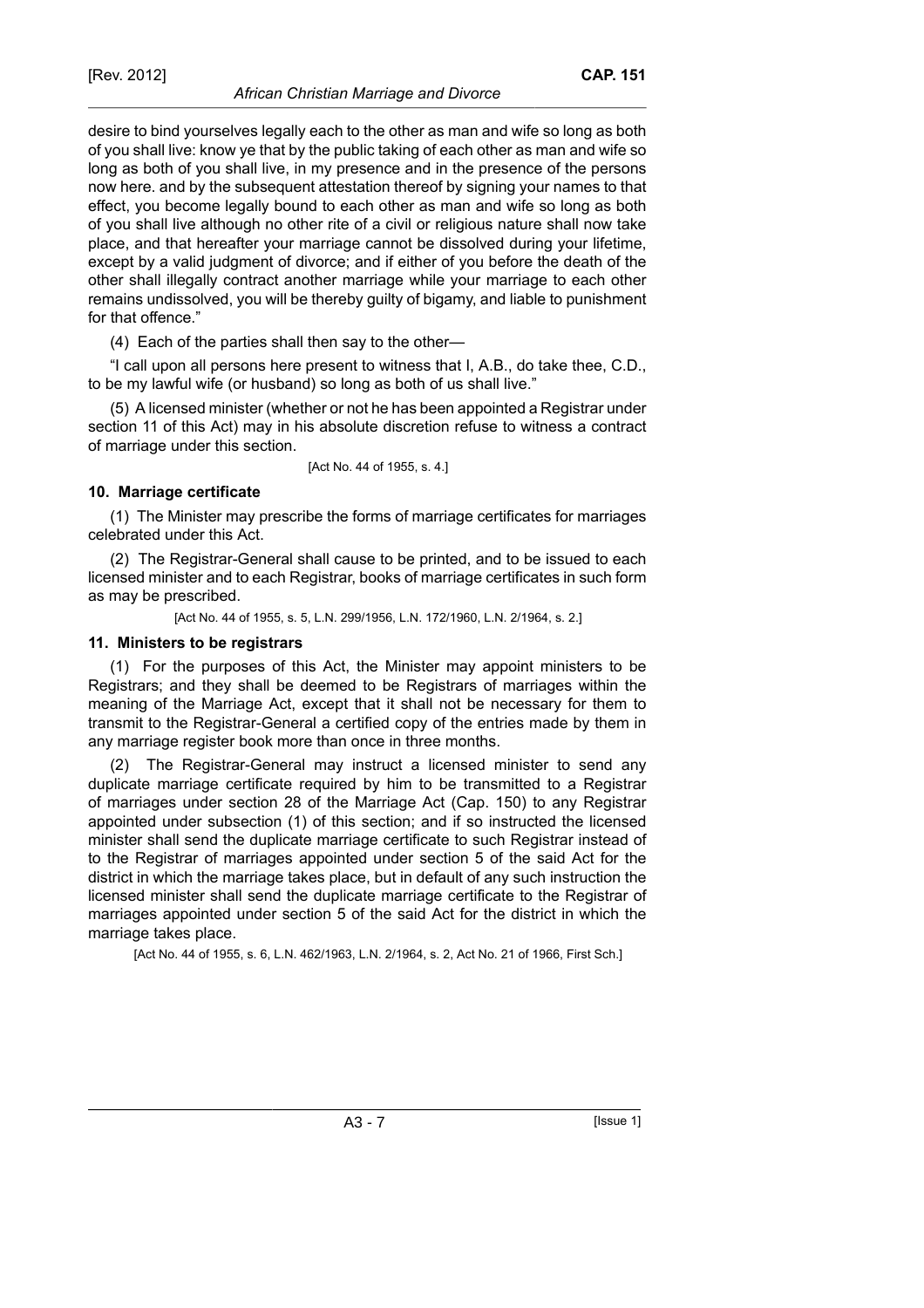desire to bind yourselves legally each to the other as man and wife so long as both of you shall live: know ye that by the public taking of each other as man and wife so long as both of you shall live, in my presence and in the presence of the persons now here. and by the subsequent attestation thereof by signing your names to that effect, you become legally bound to each other as man and wife so long as both of you shall live although no other rite of a civil or religious nature shall now take place, and that hereafter your marriage cannot be dissolved during your lifetime, except by a valid judgment of divorce; and if either of you before the death of the other shall illegally contract another marriage while your marriage to each other remains undissolved, you will be thereby guilty of bigamy, and liable to punishment for that offence."

(4) Each of the parties shall then say to the other—

"I call upon all persons here present to witness that I, A.B., do take thee, C.D., to be my lawful wife (or husband) so long as both of us shall live."

(5) A licensed minister (whether or not he has been appointed a Registrar under section 11 of this Act) may in his absolute discretion refuse to witness a contract of marriage under this section.

[Act No. 44 of 1955, s. 4.]

### 10. Marriage certificate

(1) The Minister may prescribe the forms of marriage certificates for marriages celebrated under this Act.

(2) The Registrar-General shall cause to be printed, and to be issued to each licensed minister and to each Registrar, books of marriage certificates in such form as may be prescribed.

[Act No. 44 of 1955, s. 5, L.N. 299/1956, L.N. 172/1960, L.N. 2/1964, s. 2.]

### 11. Ministers to be registrars

(1) For the purposes of this Act, the Minister may appoint ministers to be Registrars; and they shall be deemed to be Registrars of marriages within the meaning of the Marriage Act, except that it shall not be necessary for them to transmit to the Registrar-General a certified copy of the entries made by them in any marriage register book more than once in three months.

(2) The Registrar-General may instruct a licensed minister to send any duplicate marriage certificate required by him to be transmitted to a Registrar of marriages under section 28 of the Marriage Act (Cap. 150) to any Registrar appointed under subsection (1) of this section; and if so instructed the licensed minister shall send the duplicate marriage certificate to such Registrar instead of to the Registrar of marriages appointed under section 5 of the said Act for the district in which the marriage takes place, but in default of any such instruction the licensed minister shall send the duplicate marriage certificate to the Registrar of marriages appointed under section 5 of the said Act for the district in which the marriage takes place.

[Act No. 44 of 1955, s. 6, L.N. 462/1963, L.N. 2/1964, s. 2, Act No. 21 of 1966, First Sch.]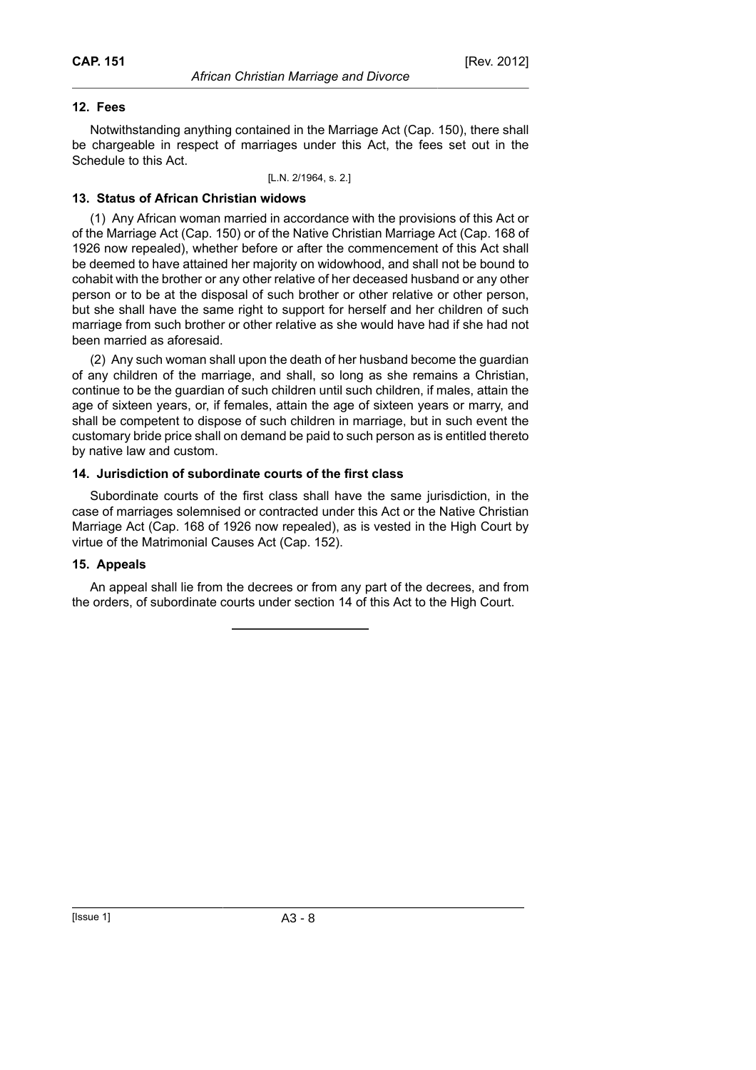### 12. Fees

Notwithstanding anything contained in the Marriage Act (Cap. 150), there shall be chargeable in respect of marriages under this Act, the fees set out in the Schedule to this Act.

[L.N. 2/1964, s. 2.]

### 13. Status of African Christian widows

(1) Any African woman married in accordance with the provisions of this Act or of the Marriage Act (Cap. 150) or of the Native Christian Marriage Act (Cap. 168 of 1926 now repealed), whether before or after the commencement of this Act shall be deemed to have attained her majority on widowhood, and shall not be bound to cohabit with the brother or any other relative of her deceased husband or any other person or to be at the disposal of such brother or other relative or other person, but she shall have the same right to support for herself and her children of such marriage from such brother or other relative as she would have had if she had not been married as aforesaid.

(2) Any such woman shall upon the death of her husband become the guardian of any children of the marriage, and shall, so long as she remains a Christian, continue to be the guardian of such children until such children, if males, attain the age of sixteen years, or, if females, attain the age of sixteen years or marry, and shall be competent to dispose of such children in marriage, but in such event the customary bride price shall on demand be paid to such person as is entitled thereto by native law and custom.

### 14. Jurisdiction of subordinate courts of the first class

Subordinate courts of the first class shall have the same jurisdiction, in the case of marriages solemnised or contracted under this Act or the Native Christian Marriage Act (Cap. 168 of 1926 now repealed), as is vested in the High Court by virtue of the Matrimonial Causes Act (Cap. 152).

### 15. Appeals

An appeal shall lie from the decrees or from any part of the decrees, and from the orders, of subordinate courts under section 14 of this Act to the High Court.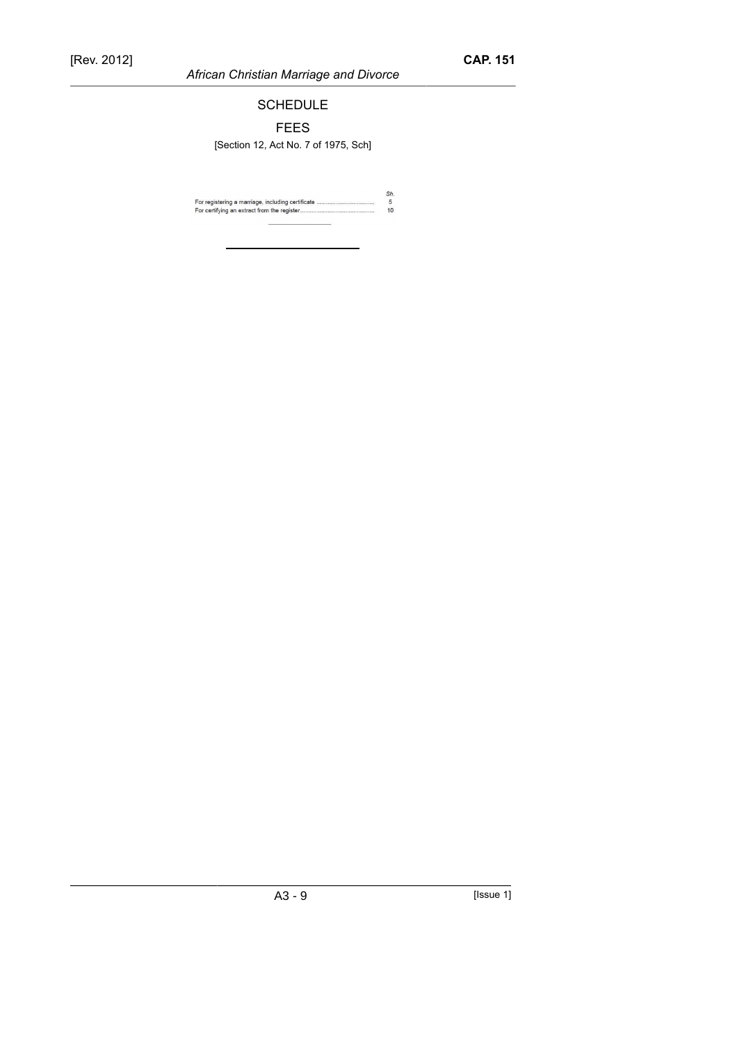## SCHEDULE

### FEES

[Section 12, Act No. 7 of 1975, Sch]

| | Sh. |
|---|---|
| For registering a marriage, including certificate .................................... | 5 |
| For certifying an extract from the register............................................... | 10 |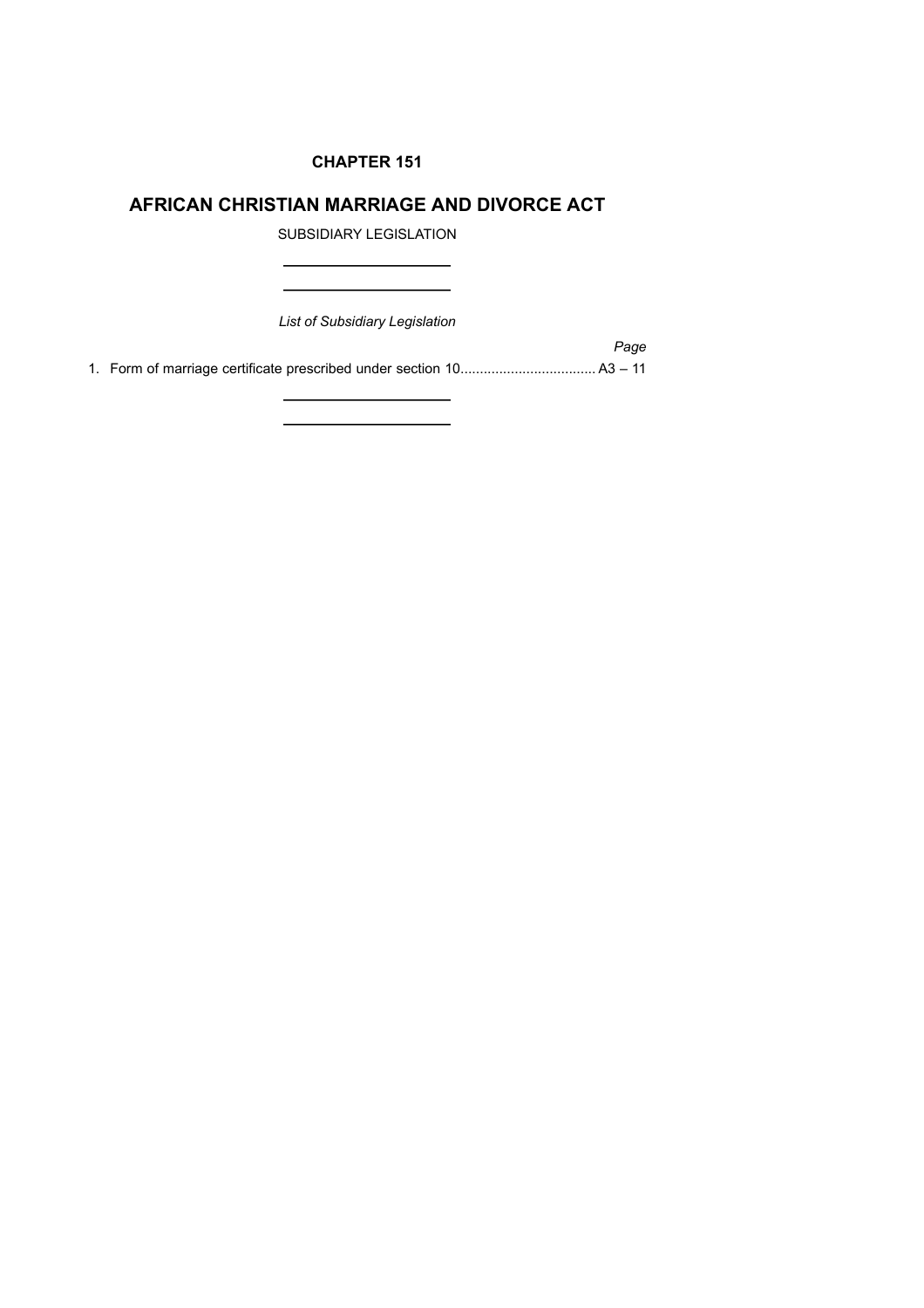**CHAPTER 151**

# AFRICAN CHRISTIAN MARRIAGE AND DIVORCE ACT

SUBSIDIARY LEGISLATION

---

---

*List of Subsidiary Legislation*

| | *Page* |
|---|---|
| 1. Form of marriage certificate prescribed under section 10 | A3 – 11 |

---

---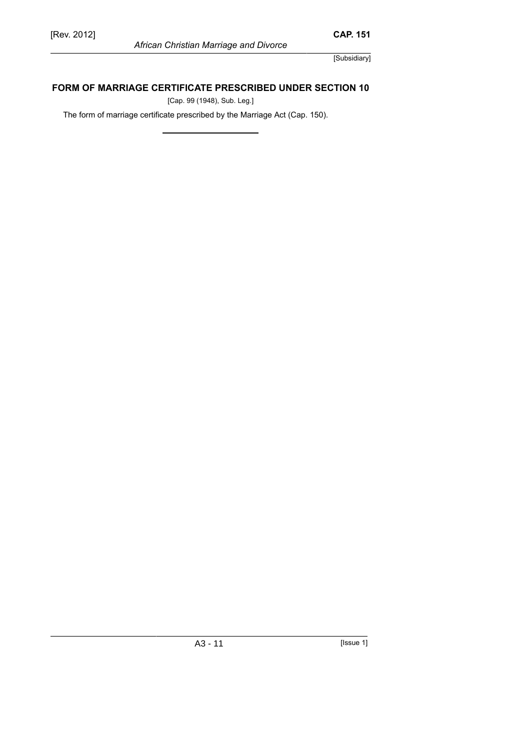## FORM OF MARRIAGE CERTIFICATE PRESCRIBED UNDER SECTION 10

[Cap. 99 (1948), Sub. Leg.]

The form of marriage certificate prescribed by the Marriage Act (Cap. 150).